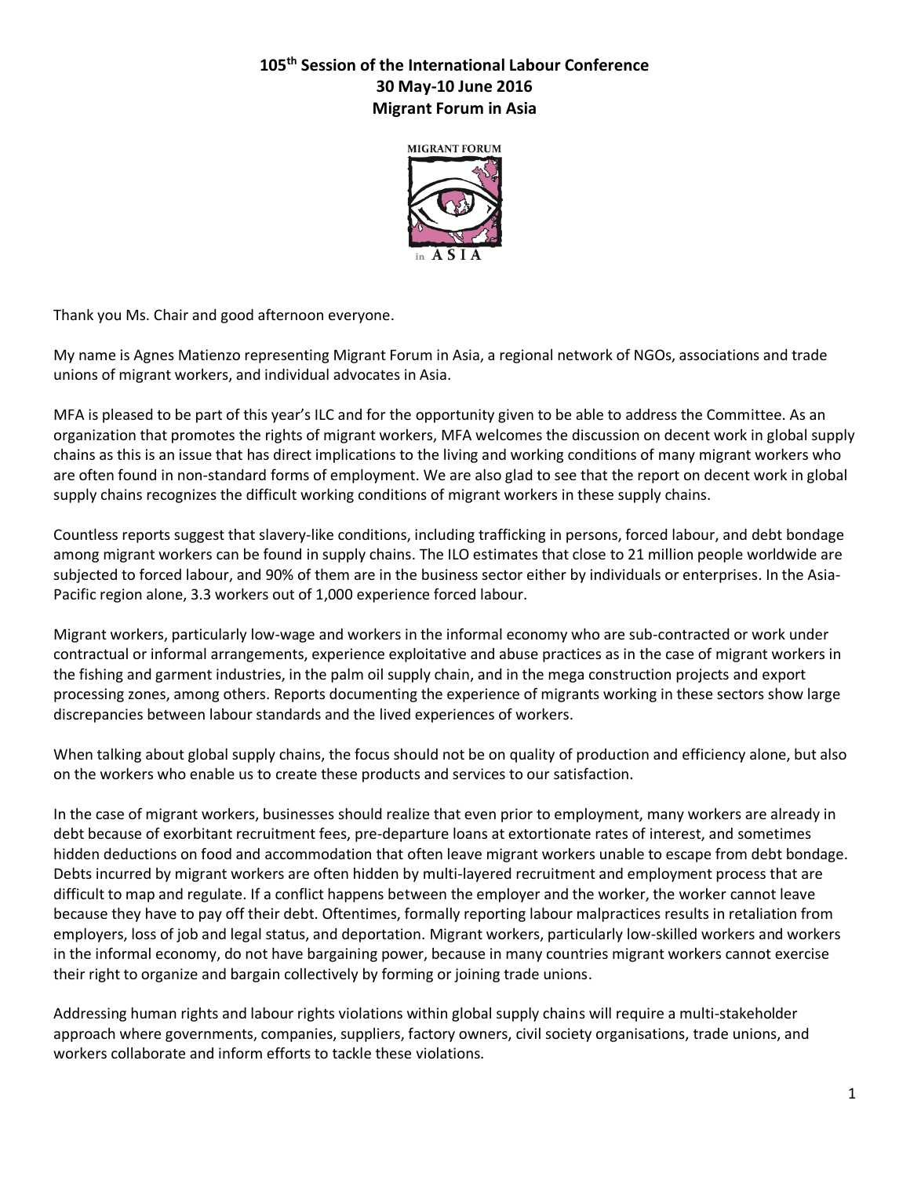**105th Session of the International Labour Conference**
**30 May-10 June 2016**
**Migrant Forum in Asia**

Thank you Ms. Chair and good afternoon everyone.

My name is Agnes Matienzo representing Migrant Forum in Asia, a regional network of NGOs, associations and trade unions of migrant workers, and individual advocates in Asia.

MFA is pleased to be part of this year's ILC and for the opportunity given to be able to address the Committee. As an organization that promotes the rights of migrant workers, MFA welcomes the discussion on decent work in global supply chains as this is an issue that has direct implications to the living and working conditions of many migrant workers who are often found in non-standard forms of employment. We are also glad to see that the report on decent work in global supply chains recognizes the difficult working conditions of migrant workers in these supply chains.

Countless reports suggest that slavery-like conditions, including trafficking in persons, forced labour, and debt bondage among migrant workers can be found in supply chains. The ILO estimates that close to 21 million people worldwide are subjected to forced labour, and 90% of them are in the business sector either by individuals or enterprises. In the Asia-Pacific region alone, 3.3 workers out of 1,000 experience forced labour.

Migrant workers, particularly low-wage and workers in the informal economy who are sub-contracted or work under contractual or informal arrangements, experience exploitative and abuse practices as in the case of migrant workers in the fishing and garment industries, in the palm oil supply chain, and in the mega construction projects and export processing zones, among others. Reports documenting the experience of migrants working in these sectors show large discrepancies between labour standards and the lived experiences of workers.

When talking about global supply chains, the focus should not be on quality of production and efficiency alone, but also on the workers who enable us to create these products and services to our satisfaction.

In the case of migrant workers, businesses should realize that even prior to employment, many workers are already in debt because of exorbitant recruitment fees, pre-departure loans at extortionate rates of interest, and sometimes hidden deductions on food and accommodation that often leave migrant workers unable to escape from debt bondage. Debts incurred by migrant workers are often hidden by multi-layered recruitment and employment process that are difficult to map and regulate. If a conflict happens between the employer and the worker, the worker cannot leave because they have to pay off their debt. Oftentimes, formally reporting labour malpractices results in retaliation from employers, loss of job and legal status, and deportation. Migrant workers, particularly low-skilled workers and workers in the informal economy, do not have bargaining power, because in many countries migrant workers cannot exercise their right to organize and bargain collectively by forming or joining trade unions.

Addressing human rights and labour rights violations within global supply chains will require a multi-stakeholder approach where governments, companies, suppliers, factory owners, civil society organisations, trade unions, and workers collaborate and inform efforts to tackle these violations.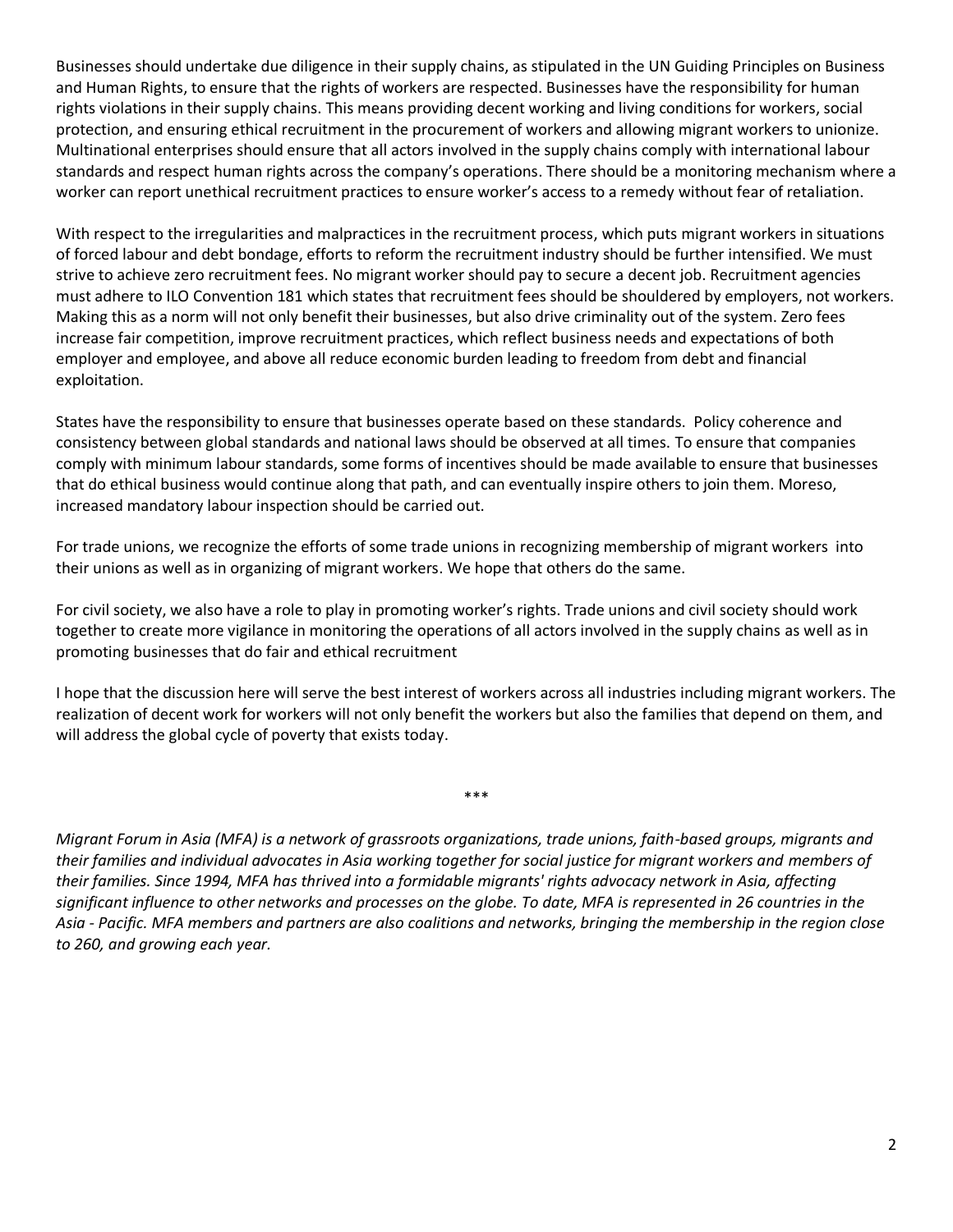Businesses should undertake due diligence in their supply chains, as stipulated in the UN Guiding Principles on Business and Human Rights, to ensure that the rights of workers are respected. Businesses have the responsibility for human rights violations in their supply chains. This means providing decent working and living conditions for workers, social protection, and ensuring ethical recruitment in the procurement of workers and allowing migrant workers to unionize. Multinational enterprises should ensure that all actors involved in the supply chains comply with international labour standards and respect human rights across the company's operations. There should be a monitoring mechanism where a worker can report unethical recruitment practices to ensure worker's access to a remedy without fear of retaliation.

With respect to the irregularities and malpractices in the recruitment process, which puts migrant workers in situations of forced labour and debt bondage, efforts to reform the recruitment industry should be further intensified. We must strive to achieve zero recruitment fees. No migrant worker should pay to secure a decent job. Recruitment agencies must adhere to ILO Convention 181 which states that recruitment fees should be shouldered by employers, not workers. Making this as a norm will not only benefit their businesses, but also drive criminality out of the system. Zero fees increase fair competition, improve recruitment practices, which reflect business needs and expectations of both employer and employee, and above all reduce economic burden leading to freedom from debt and financial exploitation.

States have the responsibility to ensure that businesses operate based on these standards. Policy coherence and consistency between global standards and national laws should be observed at all times. To ensure that companies comply with minimum labour standards, some forms of incentives should be made available to ensure that businesses that do ethical business would continue along that path, and can eventually inspire others to join them. Moreso, increased mandatory labour inspection should be carried out.

For trade unions, we recognize the efforts of some trade unions in recognizing membership of migrant workers into their unions as well as in organizing of migrant workers. We hope that others do the same.

For civil society, we also have a role to play in promoting worker's rights. Trade unions and civil society should work together to create more vigilance in monitoring the operations of all actors involved in the supply chains as well as in promoting businesses that do fair and ethical recruitment

I hope that the discussion here will serve the best interest of workers across all industries including migrant workers. The realization of decent work for workers will not only benefit the workers but also the families that depend on them, and will address the global cycle of poverty that exists today.

***

*Migrant Forum in Asia (MFA) is a network of grassroots organizations, trade unions, faith-based groups, migrants and their families and individual advocates in Asia working together for social justice for migrant workers and members of their families. Since 1994, MFA has thrived into a formidable migrants' rights advocacy network in Asia, affecting significant influence to other networks and processes on the globe. To date, MFA is represented in 26 countries in the Asia - Pacific. MFA members and partners are also coalitions and networks, bringing the membership in the region close to 260, and growing each year.*